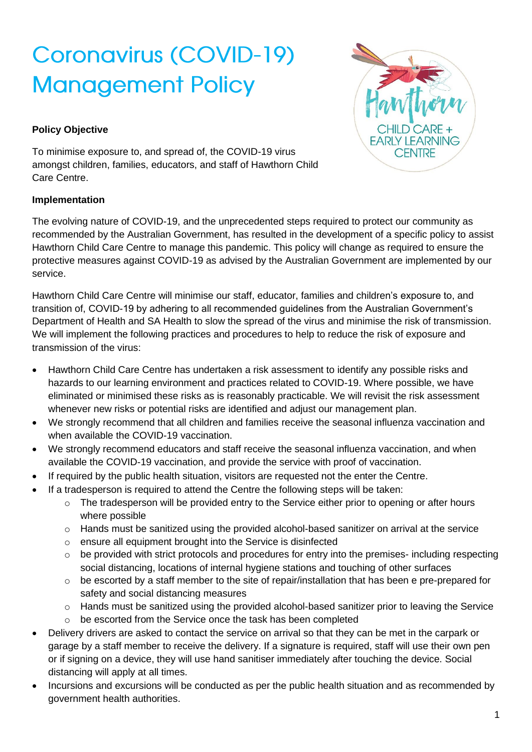# Coronavirus (COVID-19) Management Policy

**Policy Objective**

To minimise exposure to, and spread of, the COVID-19 virus amongst children, families, educators, and staff of Hawthorn Child Care Centre.

**Implementation**

The evolving nature of COVID-19, and the unprecedented steps required to protect our community as recommended by the Australian Government, has resulted in the development of a specific policy to assist Hawthorn Child Care Centre to manage this pandemic. This policy will change as required to ensure the protective measures against COVID-19 as advised by the Australian Government are implemented by our service.

Hawthorn Child Care Centre will minimise our staff, educator, families and children's exposure to, and transition of, COVID-19 by adhering to all recommended guidelines from the Australian Government's Department of Health and SA Health to slow the spread of the virus and minimise the risk of transmission. We will implement the following practices and procedures to help to reduce the risk of exposure and transmission of the virus:

- Hawthorn Child Care Centre has undertaken a risk assessment to identify any possible risks and hazards to our learning environment and practices related to COVID-19. Where possible, we have eliminated or minimised these risks as is reasonably practicable. We will revisit the risk assessment whenever new risks or potential risks are identified and adjust our management plan.
- We strongly recommend that all children and families receive the seasonal influenza vaccination and when available the COVID-19 vaccination.
- We strongly recommend educators and staff receive the seasonal influenza vaccination, and when available the COVID-19 vaccination, and provide the service with proof of vaccination.
- If required by the public health situation, visitors are requested not the enter the Centre.
- If a tradesperson is required to attend the Centre the following steps will be taken:
    - The tradesperson will be provided entry to the Service either prior to opening or after hours where possible
    - Hands must be sanitized using the provided alcohol-based sanitizer on arrival at the service
    - ensure all equipment brought into the Service is disinfected
    - be provided with strict protocols and procedures for entry into the premises- including respecting social distancing, locations of internal hygiene stations and touching of other surfaces
    - be escorted by a staff member to the site of repair/installation that has been e pre-prepared for safety and social distancing measures
    - Hands must be sanitized using the provided alcohol-based sanitizer prior to leaving the Service
    - be escorted from the Service once the task has been completed
- Delivery drivers are asked to contact the service on arrival so that they can be met in the carpark or garage by a staff member to receive the delivery. If a signature is required, staff will use their own pen or if signing on a device, they will use hand sanitiser immediately after touching the device. Social distancing will apply at all times.
- Incursions and excursions will be conducted as per the public health situation and as recommended by government health authorities.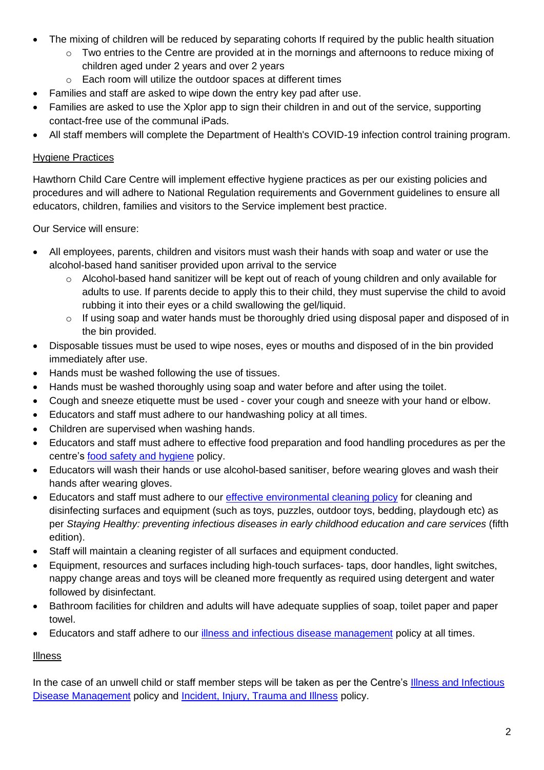- The mixing of children will be reduced by separating cohorts If required by the public health situation
    - Two entries to the Centre are provided at in the mornings and afternoons to reduce mixing of children aged under 2 years and over 2 years
    - Each room will utilize the outdoor spaces at different times
- Families and staff are asked to wipe down the entry key pad after use.
- Families are asked to use the Xplor app to sign their children in and out of the service, supporting contact-free use of the communal iPads.
- All staff members will complete the Department of Health's COVID-19 infection control training program.

Hygiene Practices

Hawthorn Child Care Centre will implement effective hygiene practices as per our existing policies and procedures and will adhere to National Regulation requirements and Government guidelines to ensure all educators, children, families and visitors to the Service implement best practice.

Our Service will ensure:

- All employees, parents, children and visitors must wash their hands with soap and water or use the alcohol-based hand sanitiser provided upon arrival to the service
    - Alcohol-based hand sanitizer will be kept out of reach of young children and only available for adults to use. If parents decide to apply this to their child, they must supervise the child to avoid rubbing it into their eyes or a child swallowing the gel/liquid.
    - If using soap and water hands must be thoroughly dried using disposal paper and disposed of in the bin provided.
- Disposable tissues must be used to wipe noses, eyes or mouths and disposed of in the bin provided immediately after use.
- Hands must be washed following the use of tissues.
- Hands must be washed thoroughly using soap and water before and after using the toilet.
- Cough and sneeze etiquette must be used - cover your cough and sneeze with your hand or elbow.
- Educators and staff must adhere to our handwashing policy at all times.
- Children are supervised when washing hands.
- Educators and staff must adhere to effective food preparation and food handling procedures as per the centre's food safety and hygiene policy.
- Educators will wash their hands or use alcohol-based sanitiser, before wearing gloves and wash their hands after wearing gloves.
- Educators and staff must adhere to our effective environmental cleaning policy for cleaning and disinfecting surfaces and equipment (such as toys, puzzles, outdoor toys, bedding, playdough etc) as per *Staying Healthy: preventing infectious diseases in early childhood education and care services* (fifth edition).
- Staff will maintain a cleaning register of all surfaces and equipment conducted.
- Equipment, resources and surfaces including high-touch surfaces- taps, door handles, light switches, nappy change areas and toys will be cleaned more frequently as required using detergent and water followed by disinfectant.
- Bathroom facilities for children and adults will have adequate supplies of soap, toilet paper and paper towel.
- Educators and staff adhere to our illness and infectious disease management policy at all times.

Illness

In the case of an unwell child or staff member steps will be taken as per the Centre's Illness and Infectious Disease Management policy and Incident, Injury, Trauma and Illness policy.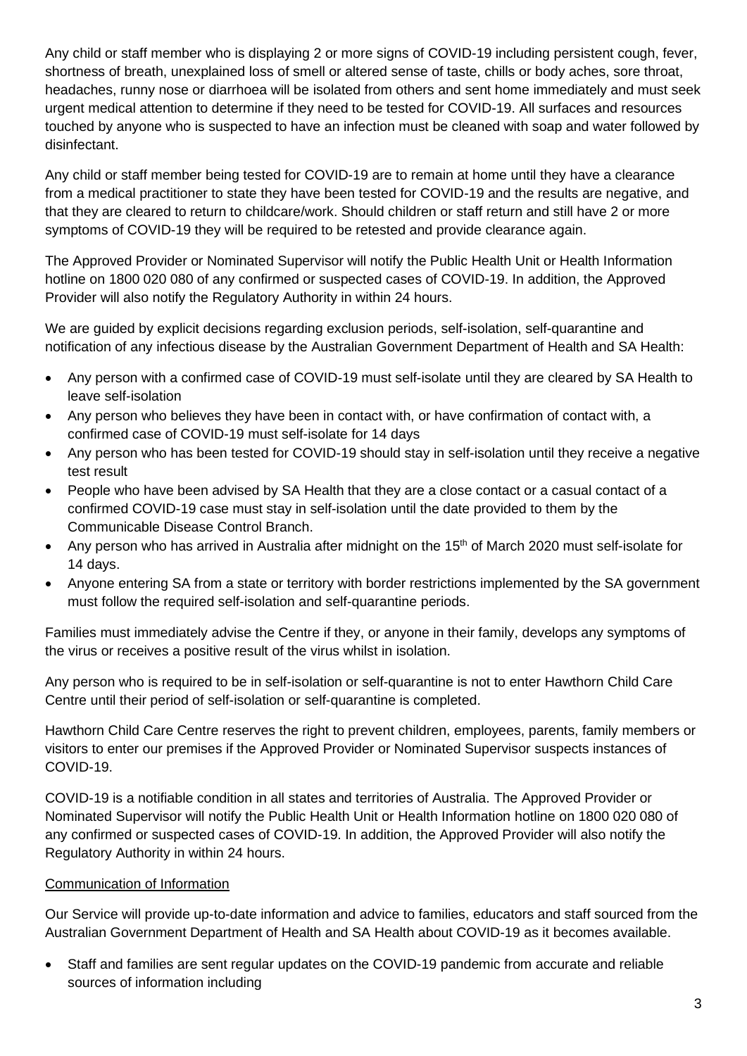Any child or staff member who is displaying 2 or more signs of COVID-19 including persistent cough, fever, shortness of breath, unexplained loss of smell or altered sense of taste, chills or body aches, sore throat, headaches, runny nose or diarrhoea will be isolated from others and sent home immediately and must seek urgent medical attention to determine if they need to be tested for COVID-19. All surfaces and resources touched by anyone who is suspected to have an infection must be cleaned with soap and water followed by disinfectant.

Any child or staff member being tested for COVID-19 are to remain at home until they have a clearance from a medical practitioner to state they have been tested for COVID-19 and the results are negative, and that they are cleared to return to childcare/work. Should children or staff return and still have 2 or more symptoms of COVID-19 they will be required to be retested and provide clearance again.

The Approved Provider or Nominated Supervisor will notify the Public Health Unit or Health Information hotline on 1800 020 080 of any confirmed or suspected cases of COVID-19. In addition, the Approved Provider will also notify the Regulatory Authority in within 24 hours.

We are guided by explicit decisions regarding exclusion periods, self-isolation, self-quarantine and notification of any infectious disease by the Australian Government Department of Health and SA Health:

- Any person with a confirmed case of COVID-19 must self-isolate until they are cleared by SA Health to leave self-isolation
- Any person who believes they have been in contact with, or have confirmation of contact with, a confirmed case of COVID-19 must self-isolate for 14 days
- Any person who has been tested for COVID-19 should stay in self-isolation until they receive a negative test result
- People who have been advised by SA Health that they are a close contact or a casual contact of a confirmed COVID-19 case must stay in self-isolation until the date provided to them by the Communicable Disease Control Branch.
- Any person who has arrived in Australia after midnight on the 15th of March 2020 must self-isolate for 14 days.
- Anyone entering SA from a state or territory with border restrictions implemented by the SA government must follow the required self-isolation and self-quarantine periods.

Families must immediately advise the Centre if they, or anyone in their family, develops any symptoms of the virus or receives a positive result of the virus whilst in isolation.

Any person who is required to be in self-isolation or self-quarantine is not to enter Hawthorn Child Care Centre until their period of self-isolation or self-quarantine is completed.

Hawthorn Child Care Centre reserves the right to prevent children, employees, parents, family members or visitors to enter our premises if the Approved Provider or Nominated Supervisor suspects instances of COVID-19.

COVID-19 is a notifiable condition in all states and territories of Australia. The Approved Provider or Nominated Supervisor will notify the Public Health Unit or Health Information hotline on 1800 020 080 of any confirmed or suspected cases of COVID-19. In addition, the Approved Provider will also notify the Regulatory Authority in within 24 hours.

Communication of Information

Our Service will provide up-to-date information and advice to families, educators and staff sourced from the Australian Government Department of Health and SA Health about COVID-19 as it becomes available.

- Staff and families are sent regular updates on the COVID-19 pandemic from accurate and reliable sources of information including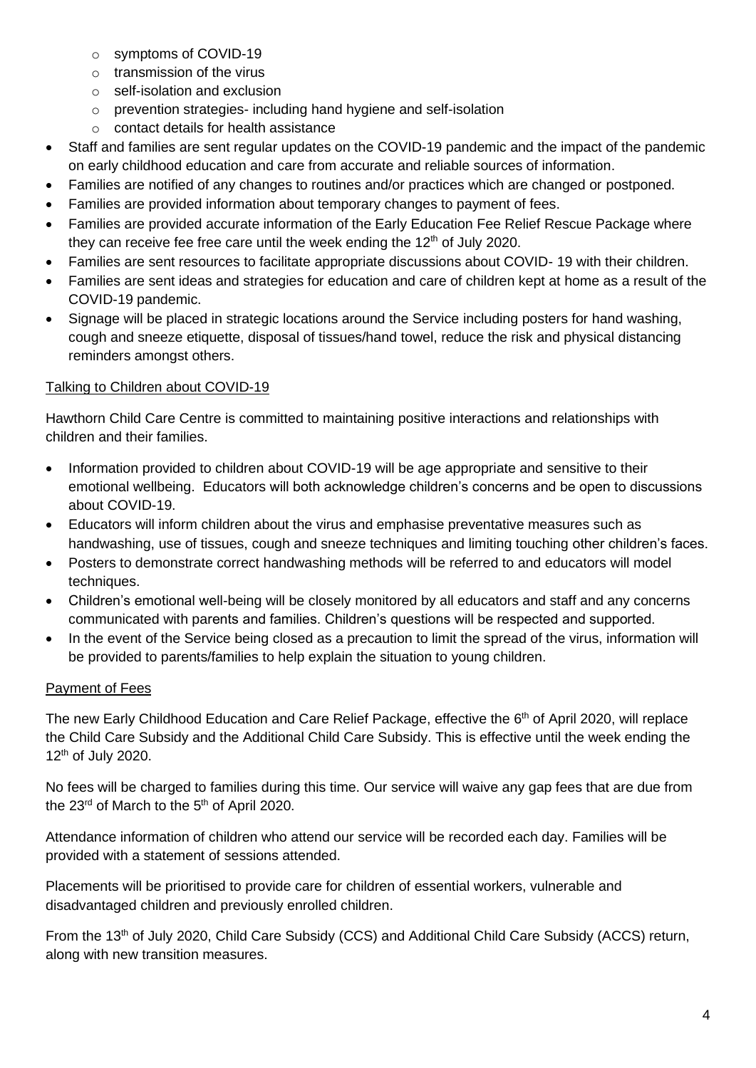- symptoms of COVID-19
  - transmission of the virus
  - self-isolation and exclusion
  - prevention strategies- including hand hygiene and self-isolation
  - contact details for health assistance
- Staff and families are sent regular updates on the COVID-19 pandemic and the impact of the pandemic on early childhood education and care from accurate and reliable sources of information.
- Families are notified of any changes to routines and/or practices which are changed or postponed.
- Families are provided information about temporary changes to payment of fees.
- Families are provided accurate information of the Early Education Fee Relief Rescue Package where they can receive fee free care until the week ending the 12th of July 2020.
- Families are sent resources to facilitate appropriate discussions about COVID- 19 with their children.
- Families are sent ideas and strategies for education and care of children kept at home as a result of the COVID-19 pandemic.
- Signage will be placed in strategic locations around the Service including posters for hand washing, cough and sneeze etiquette, disposal of tissues/hand towel, reduce the risk and physical distancing reminders amongst others.

Talking to Children about COVID-19

Hawthorn Child Care Centre is committed to maintaining positive interactions and relationships with children and their families.

- Information provided to children about COVID-19 will be age appropriate and sensitive to their emotional wellbeing. Educators will both acknowledge children's concerns and be open to discussions about COVID-19.
- Educators will inform children about the virus and emphasise preventative measures such as handwashing, use of tissues, cough and sneeze techniques and limiting touching other children's faces.
- Posters to demonstrate correct handwashing methods will be referred to and educators will model techniques.
- Children's emotional well-being will be closely monitored by all educators and staff and any concerns communicated with parents and families. Children's questions will be respected and supported.
- In the event of the Service being closed as a precaution to limit the spread of the virus, information will be provided to parents/families to help explain the situation to young children.

Payment of Fees

The new Early Childhood Education and Care Relief Package, effective the 6th of April 2020, will replace the Child Care Subsidy and the Additional Child Care Subsidy. This is effective until the week ending the 12th of July 2020.

No fees will be charged to families during this time. Our service will waive any gap fees that are due from the 23rd of March to the 5th of April 2020.

Attendance information of children who attend our service will be recorded each day. Families will be provided with a statement of sessions attended.

Placements will be prioritised to provide care for children of essential workers, vulnerable and disadvantaged children and previously enrolled children.

From the 13th of July 2020, Child Care Subsidy (CCS) and Additional Child Care Subsidy (ACCS) return, along with new transition measures.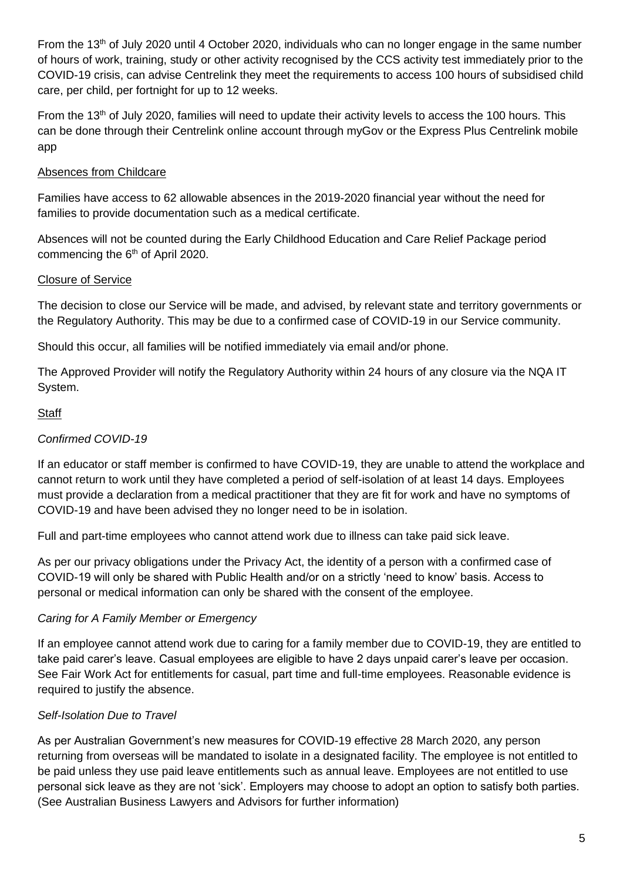From the 13th of July 2020 until 4 October 2020, individuals who can no longer engage in the same number of hours of work, training, study or other activity recognised by the CCS activity test immediately prior to the COVID-19 crisis, can advise Centrelink they meet the requirements to access 100 hours of subsidised child care, per child, per fortnight for up to 12 weeks.

From the 13th of July 2020, families will need to update their activity levels to access the 100 hours. This can be done through their Centrelink online account through myGov or the Express Plus Centrelink mobile app

## Absences from Childcare

Families have access to 62 allowable absences in the 2019-2020 financial year without the need for families to provide documentation such as a medical certificate.

Absences will not be counted during the Early Childhood Education and Care Relief Package period commencing the 6th of April 2020.

## Closure of Service

The decision to close our Service will be made, and advised, by relevant state and territory governments or the Regulatory Authority. This may be due to a confirmed case of COVID-19 in our Service community.

Should this occur, all families will be notified immediately via email and/or phone.

The Approved Provider will notify the Regulatory Authority within 24 hours of any closure via the NQA IT System.

## Staff

### *Confirmed COVID-19*

If an educator or staff member is confirmed to have COVID-19, they are unable to attend the workplace and cannot return to work until they have completed a period of self-isolation of at least 14 days. Employees must provide a declaration from a medical practitioner that they are fit for work and have no symptoms of COVID-19 and have been advised they no longer need to be in isolation.

Full and part-time employees who cannot attend work due to illness can take paid sick leave.

As per our privacy obligations under the Privacy Act, the identity of a person with a confirmed case of COVID-19 will only be shared with Public Health and/or on a strictly 'need to know' basis. Access to personal or medical information can only be shared with the consent of the employee.

### *Caring for A Family Member or Emergency*

If an employee cannot attend work due to caring for a family member due to COVID-19, they are entitled to take paid carer's leave. Casual employees are eligible to have 2 days unpaid carer's leave per occasion. See Fair Work Act for entitlements for casual, part time and full-time employees. Reasonable evidence is required to justify the absence.

### *Self-Isolation Due to Travel*

As per Australian Government's new measures for COVID-19 effective 28 March 2020, any person returning from overseas will be mandated to isolate in a designated facility. The employee is not entitled to be paid unless they use paid leave entitlements such as annual leave. Employees are not entitled to use personal sick leave as they are not 'sick'. Employers may choose to adopt an option to satisfy both parties. (See Australian Business Lawyers and Advisors for further information)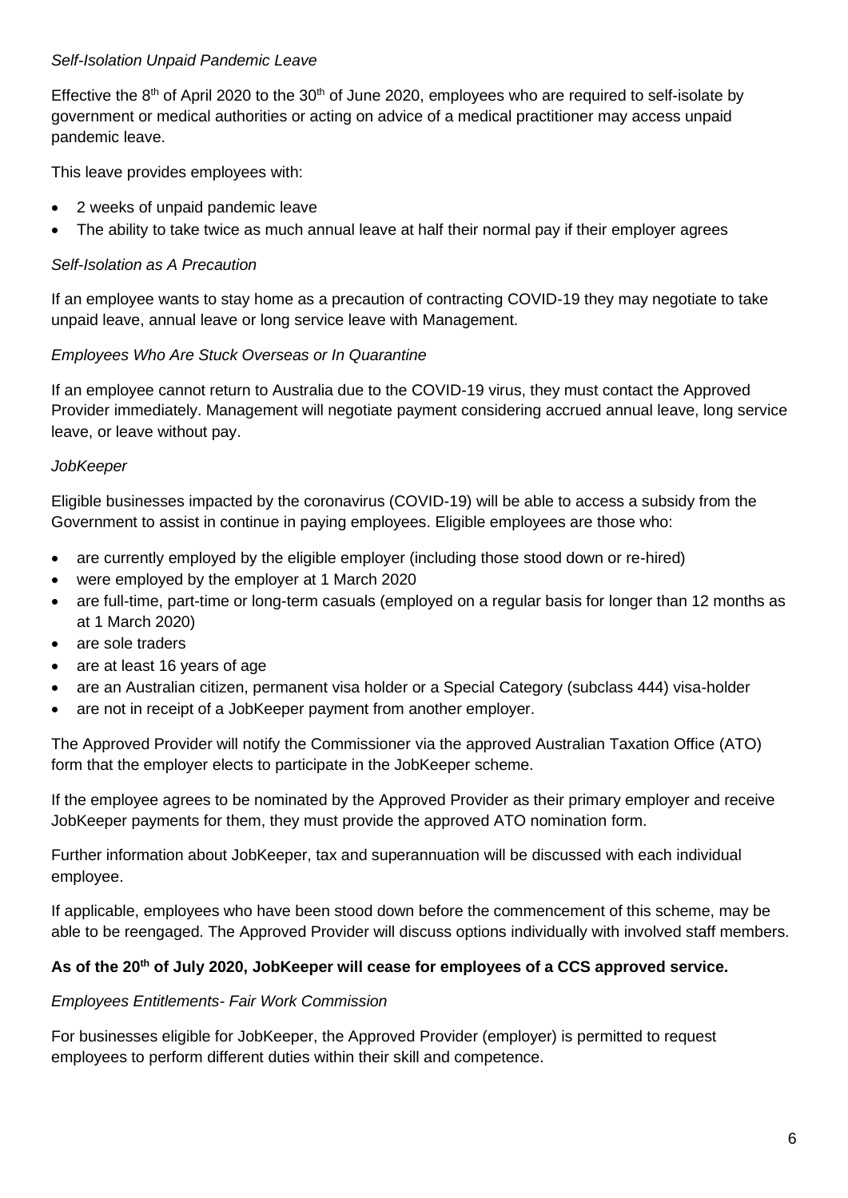*Self-Isolation Unpaid Pandemic Leave*

Effective the 8th of April 2020 to the 30th of June 2020, employees who are required to self-isolate by government or medical authorities or acting on advice of a medical practitioner may access unpaid pandemic leave.

This leave provides employees with:

- 2 weeks of unpaid pandemic leave
- The ability to take twice as much annual leave at half their normal pay if their employer agrees

*Self-Isolation as A Precaution*

If an employee wants to stay home as a precaution of contracting COVID-19 they may negotiate to take unpaid leave, annual leave or long service leave with Management.

*Employees Who Are Stuck Overseas or In Quarantine*

If an employee cannot return to Australia due to the COVID-19 virus, they must contact the Approved Provider immediately. Management will negotiate payment considering accrued annual leave, long service leave, or leave without pay.

*JobKeeper*

Eligible businesses impacted by the coronavirus (COVID-19) will be able to access a subsidy from the Government to assist in continue in paying employees. Eligible employees are those who:

- are currently employed by the eligible employer (including those stood down or re-hired)
- were employed by the employer at 1 March 2020
- are full-time, part-time or long-term casuals (employed on a regular basis for longer than 12 months as at 1 March 2020)
- are sole traders
- are at least 16 years of age
- are an Australian citizen, permanent visa holder or a Special Category (subclass 444) visa-holder
- are not in receipt of a JobKeeper payment from another employer.

The Approved Provider will notify the Commissioner via the approved Australian Taxation Office (ATO) form that the employer elects to participate in the JobKeeper scheme.

If the employee agrees to be nominated by the Approved Provider as their primary employer and receive JobKeeper payments for them, they must provide the approved ATO nomination form.

Further information about JobKeeper, tax and superannuation will be discussed with each individual employee.

If applicable, employees who have been stood down before the commencement of this scheme, may be able to be reengaged. The Approved Provider will discuss options individually with involved staff members.

**As of the 20th of July 2020, JobKeeper will cease for employees of a CCS approved service.**

*Employees Entitlements- Fair Work Commission*

For businesses eligible for JobKeeper, the Approved Provider (employer) is permitted to request employees to perform different duties within their skill and competence.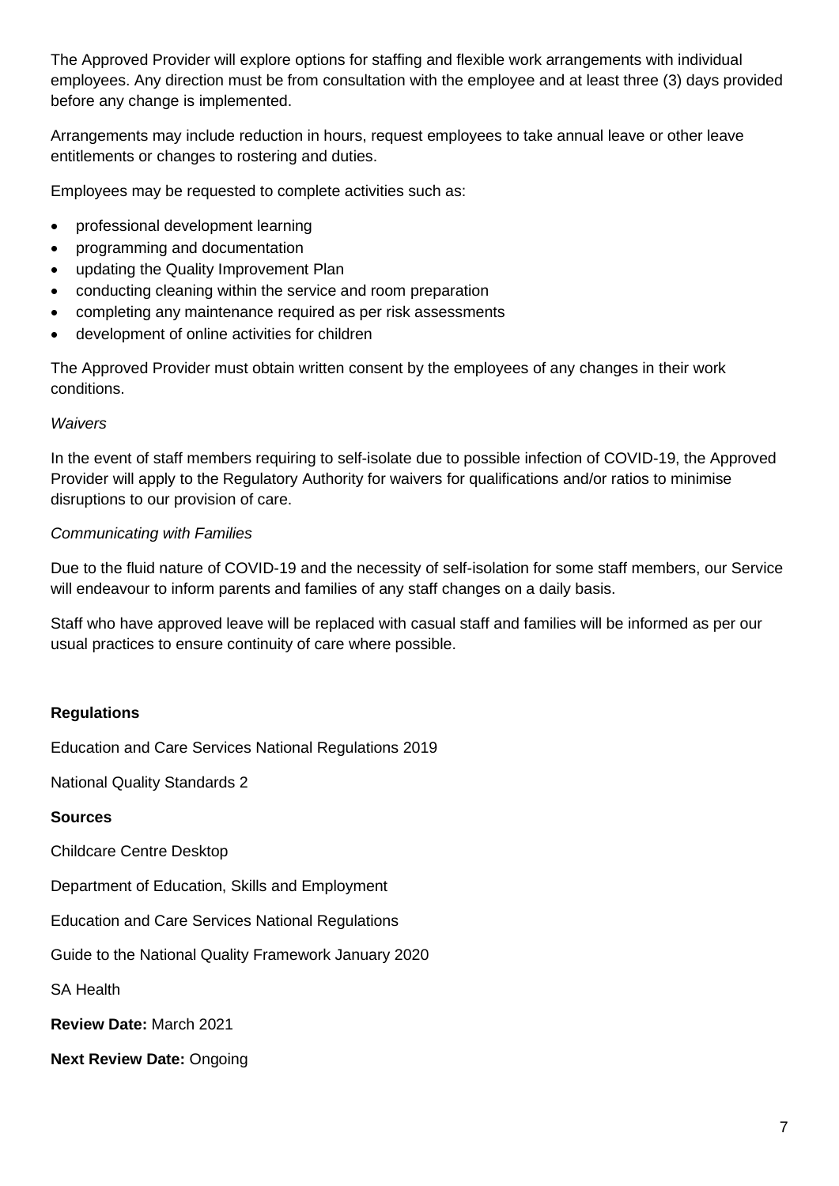The Approved Provider will explore options for staffing and flexible work arrangements with individual employees. Any direction must be from consultation with the employee and at least three (3) days provided before any change is implemented.

Arrangements may include reduction in hours, request employees to take annual leave or other leave entitlements or changes to rostering and duties.

Employees may be requested to complete activities such as:

- professional development learning
- programming and documentation
- updating the Quality Improvement Plan
- conducting cleaning within the service and room preparation
- completing any maintenance required as per risk assessments
- development of online activities for children

The Approved Provider must obtain written consent by the employees of any changes in their work conditions.

*Waivers*

In the event of staff members requiring to self-isolate due to possible infection of COVID-19, the Approved Provider will apply to the Regulatory Authority for waivers for qualifications and/or ratios to minimise disruptions to our provision of care.

*Communicating with Families*

Due to the fluid nature of COVID-19 and the necessity of self-isolation for some staff members, our Service will endeavour to inform parents and families of any staff changes on a daily basis.

Staff who have approved leave will be replaced with casual staff and families will be informed as per our usual practices to ensure continuity of care where possible.

**Regulations**

Education and Care Services National Regulations 2019

National Quality Standards 2

**Sources**

Childcare Centre Desktop

Department of Education, Skills and Employment

Education and Care Services National Regulations

Guide to the National Quality Framework January 2020

SA Health

**Review Date:** March 2021

**Next Review Date:** Ongoing